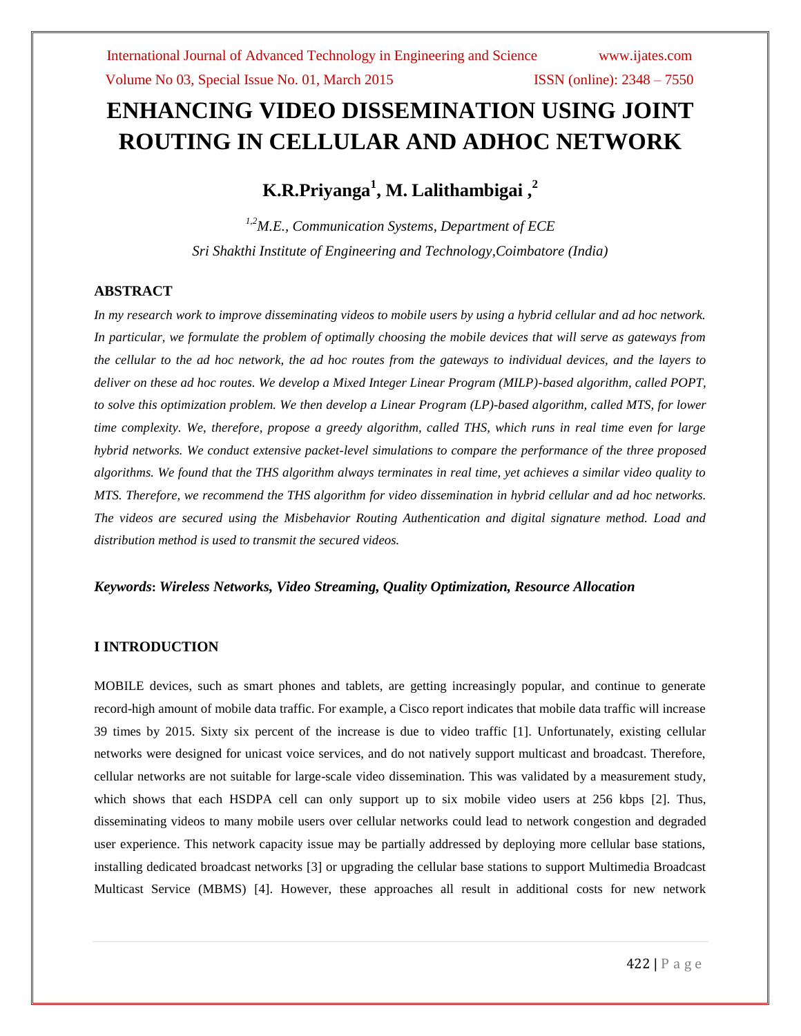# ENHANCING VIDEO DISSEMINATION USING JOINT ROUTING IN CELLULAR AND ADHOC NETWORK

**K.R.Priyanga[1], M. Lalithambigai ,[2]**

*[1,2]M.E., Communication Systems, Department of ECE*
*Sri Shakthi Institute of Engineering and Technology,Coimbatore (India)*

## ABSTRACT

*In my research work to improve disseminating videos to mobile users by using a hybrid cellular and ad hoc network. In particular, we formulate the problem of optimally choosing the mobile devices that will serve as gateways from the cellular to the ad hoc network, the ad hoc routes from the gateways to individual devices, and the layers to deliver on these ad hoc routes. We develop a Mixed Integer Linear Program (MILP)-based algorithm, called POPT, to solve this optimization problem. We then develop a Linear Program (LP)-based algorithm, called MTS, for lower time complexity. We, therefore, propose a greedy algorithm, called THS, which runs in real time even for large hybrid networks. We conduct extensive packet-level simulations to compare the performance of the three proposed algorithms. We found that the THS algorithm always terminates in real time, yet achieves a similar video quality to MTS. Therefore, we recommend the THS algorithm for video dissemination in hybrid cellular and ad hoc networks. The videos are secured using the Misbehavior Routing Authentication and digital signature method. Load and distribution method is used to transmit the secured videos.*

***Keywords*: *Wireless Networks, Video Streaming, Quality Optimization, Resource Allocation***

## I INTRODUCTION

MOBILE devices, such as smart phones and tablets, are getting increasingly popular, and continue to generate record-high amount of mobile data traffic. For example, a Cisco report indicates that mobile data traffic will increase 39 times by 2015. Sixty six percent of the increase is due to video traffic [1]. Unfortunately, existing cellular networks were designed for unicast voice services, and do not natively support multicast and broadcast. Therefore, cellular networks are not suitable for large-scale video dissemination. This was validated by a measurement study, which shows that each HSDPA cell can only support up to six mobile video users at 256 kbps [2]. Thus, disseminating videos to many mobile users over cellular networks could lead to network congestion and degraded user experience. This network capacity issue may be partially addressed by deploying more cellular base stations, installing dedicated broadcast networks [3] or upgrading the cellular base stations to support Multimedia Broadcast Multicast Service (MBMS) [4]. However, these approaches all result in additional costs for new network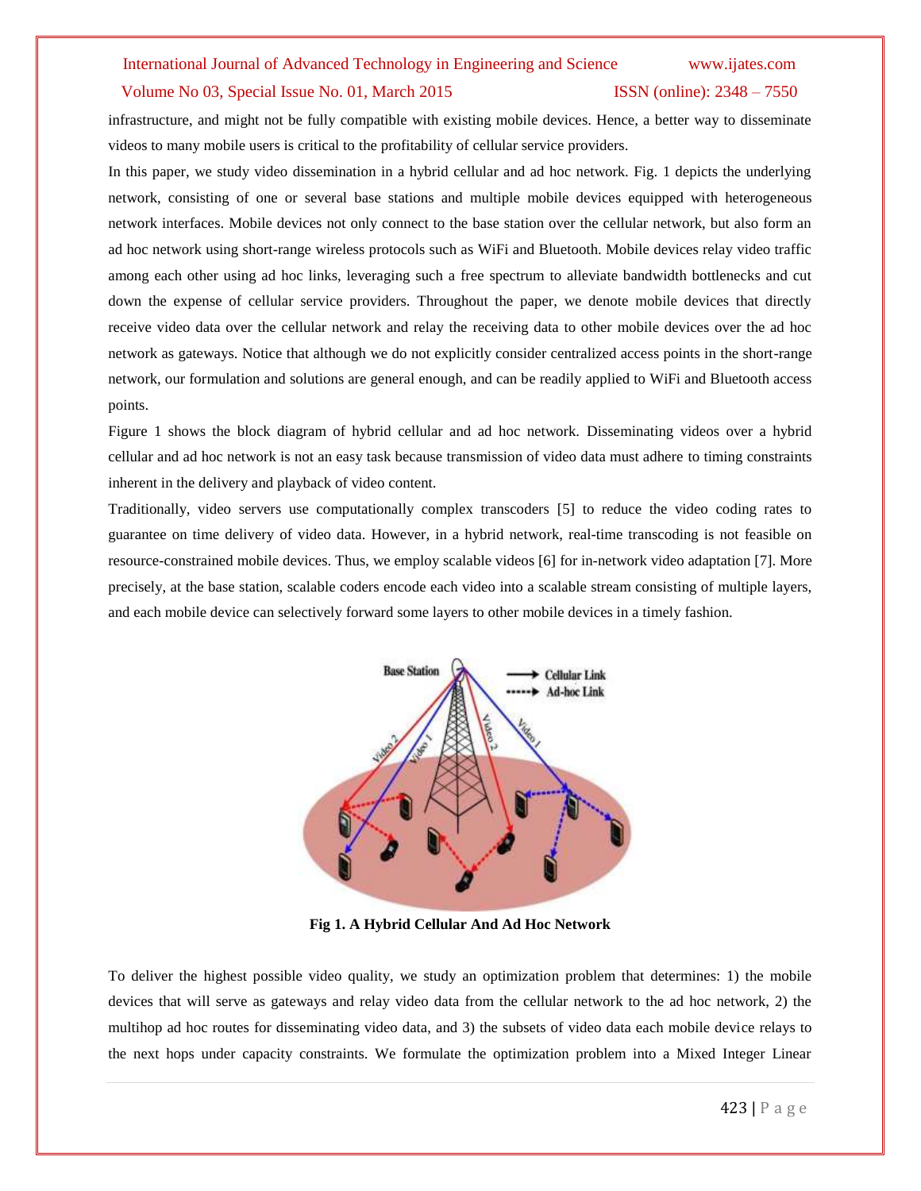infrastructure, and might not be fully compatible with existing mobile devices. Hence, a better way to disseminate videos to many mobile users is critical to the profitability of cellular service providers.

In this paper, we study video dissemination in a hybrid cellular and ad hoc network. Fig. 1 depicts the underlying network, consisting of one or several base stations and multiple mobile devices equipped with heterogeneous network interfaces. Mobile devices not only connect to the base station over the cellular network, but also form an ad hoc network using short-range wireless protocols such as WiFi and Bluetooth. Mobile devices relay video traffic among each other using ad hoc links, leveraging such a free spectrum to alleviate bandwidth bottlenecks and cut down the expense of cellular service providers. Throughout the paper, we denote mobile devices that directly receive video data over the cellular network and relay the receiving data to other mobile devices over the ad hoc network as gateways. Notice that although we do not explicitly consider centralized access points in the short-range network, our formulation and solutions are general enough, and can be readily applied to WiFi and Bluetooth access points.

Figure 1 shows the block diagram of hybrid cellular and ad hoc network. Disseminating videos over a hybrid cellular and ad hoc network is not an easy task because transmission of video data must adhere to timing constraints inherent in the delivery and playback of video content.

Traditionally, video servers use computationally complex transcoders [5] to reduce the video coding rates to guarantee on time delivery of video data. However, in a hybrid network, real-time transcoding is not feasible on resource-constrained mobile devices. Thus, we employ scalable videos [6] for in-network video adaptation [7]. More precisely, at the base station, scalable coders encode each video into a scalable stream consisting of multiple layers, and each mobile device can selectively forward some layers to other mobile devices in a timely fashion.

**Fig 1. A Hybrid Cellular And Ad Hoc Network**

To deliver the highest possible video quality, we study an optimization problem that determines: 1) the mobile devices that will serve as gateways and relay video data from the cellular network to the ad hoc network, 2) the multihop ad hoc routes for disseminating video data, and 3) the subsets of video data each mobile device relays to the next hops under capacity constraints. We formulate the optimization problem into a Mixed Integer Linear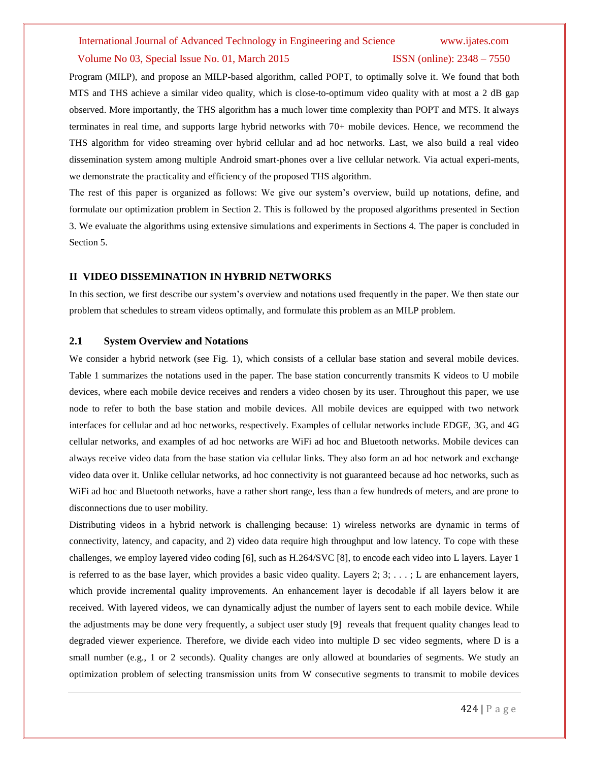Program (MILP), and propose an MILP-based algorithm, called POPT, to optimally solve it. We found that both MTS and THS achieve a similar video quality, which is close-to-optimum video quality with at most a 2 dB gap observed. More importantly, the THS algorithm has a much lower time complexity than POPT and MTS. It always terminates in real time, and supports large hybrid networks with 70+ mobile devices. Hence, we recommend the THS algorithm for video streaming over hybrid cellular and ad hoc networks. Last, we also build a real video dissemination system among multiple Android smart-phones over a live cellular network. Via actual experi-ments, we demonstrate the practicality and efficiency of the proposed THS algorithm.

The rest of this paper is organized as follows: We give our system's overview, build up notations, define, and formulate our optimization problem in Section 2. This is followed by the proposed algorithms presented in Section 3. We evaluate the algorithms using extensive simulations and experiments in Sections 4. The paper is concluded in Section 5.

## II VIDEO DISSEMINATION IN HYBRID NETWORKS

In this section, we first describe our system's overview and notations used frequently in the paper. We then state our problem that schedules to stream videos optimally, and formulate this problem as an MILP problem.

### 2.1 System Overview and Notations

We consider a hybrid network (see Fig. 1), which consists of a cellular base station and several mobile devices. Table 1 summarizes the notations used in the paper. The base station concurrently transmits K videos to U mobile devices, where each mobile device receives and renders a video chosen by its user. Throughout this paper, we use node to refer to both the base station and mobile devices. All mobile devices are equipped with two network interfaces for cellular and ad hoc networks, respectively. Examples of cellular networks include EDGE, 3G, and 4G cellular networks, and examples of ad hoc networks are WiFi ad hoc and Bluetooth networks. Mobile devices can always receive video data from the base station via cellular links. They also form an ad hoc network and exchange video data over it. Unlike cellular networks, ad hoc connectivity is not guaranteed because ad hoc networks, such as WiFi ad hoc and Bluetooth networks, have a rather short range, less than a few hundreds of meters, and are prone to disconnections due to user mobility.

Distributing videos in a hybrid network is challenging because: 1) wireless networks are dynamic in terms of connectivity, latency, and capacity, and 2) video data require high throughput and low latency. To cope with these challenges, we employ layered video coding [6], such as H.264/SVC [8], to encode each video into L layers. Layer 1 is referred to as the base layer, which provides a basic video quality. Layers 2; 3; . . . ; L are enhancement layers, which provide incremental quality improvements. An enhancement layer is decodable if all layers below it are received. With layered videos, we can dynamically adjust the number of layers sent to each mobile device. While the adjustments may be done very frequently, a subject user study [9] reveals that frequent quality changes lead to degraded viewer experience. Therefore, we divide each video into multiple D sec video segments, where D is a small number (e.g., 1 or 2 seconds). Quality changes are only allowed at boundaries of segments. We study an optimization problem of selecting transmission units from W consecutive segments to transmit to mobile devices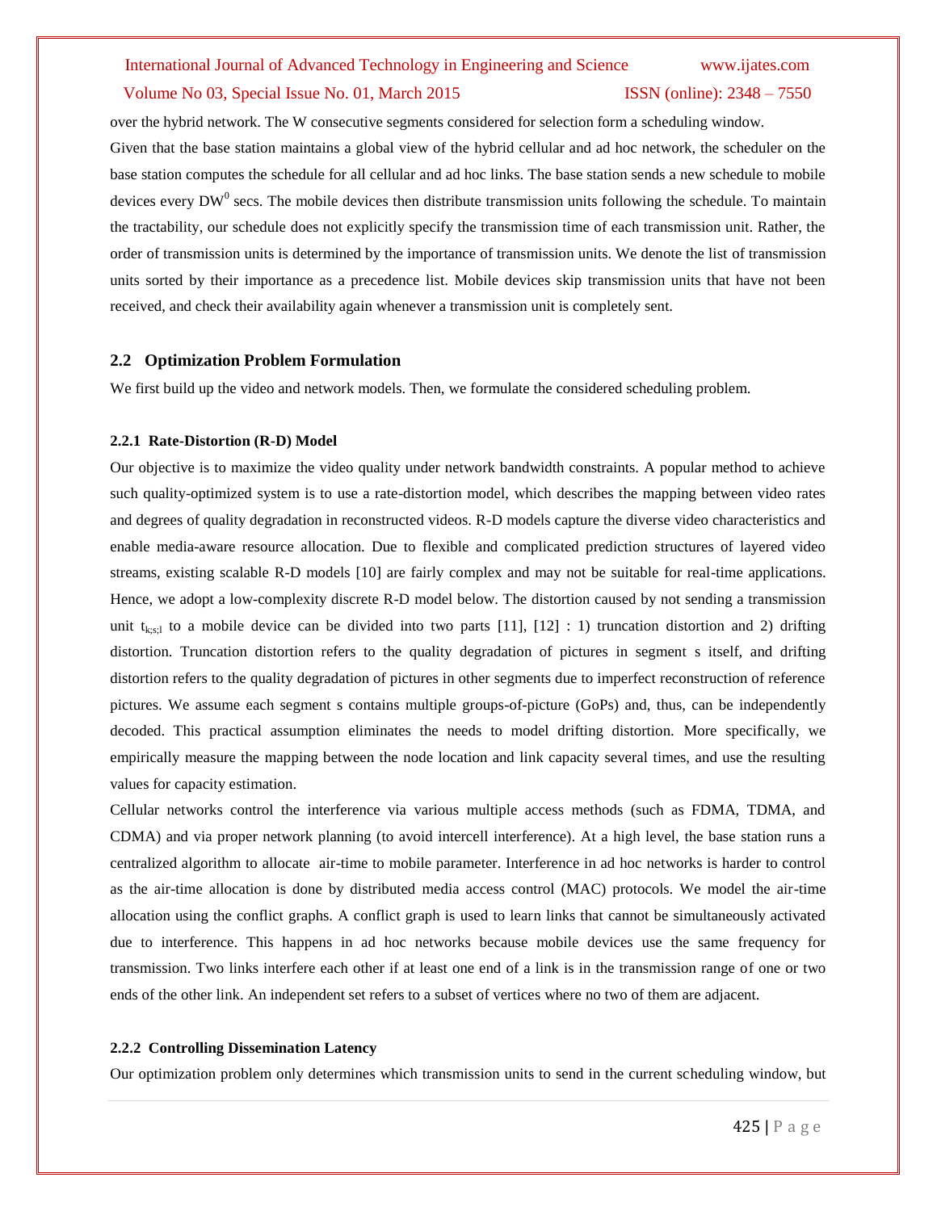over the hybrid network. The W consecutive segments considered for selection form a scheduling window.

Given that the base station maintains a global view of the hybrid cellular and ad hoc network, the scheduler on the base station computes the schedule for all cellular and ad hoc links. The base station sends a new schedule to mobile devices every $DW^0$ secs. The mobile devices then distribute transmission units following the schedule. To maintain the tractability, our schedule does not explicitly specify the transmission time of each transmission unit. Rather, the order of transmission units is determined by the importance of transmission units. We denote the list of transmission units sorted by their importance as a precedence list. Mobile devices skip transmission units that have not been received, and check their availability again whenever a transmission unit is completely sent.

## 2.2 Optimization Problem Formulation

We first build up the video and network models. Then, we formulate the considered scheduling problem.

### 2.2.1 Rate-Distortion (R-D) Model

Our objective is to maximize the video quality under network bandwidth constraints. A popular method to achieve such quality-optimized system is to use a rate-distortion model, which describes the mapping between video rates and degrees of quality degradation in reconstructed videos. R-D models capture the diverse video characteristics and enable media-aware resource allocation. Due to flexible and complicated prediction structures of layered video streams, existing scalable R-D models [10] are fairly complex and may not be suitable for real-time applications. Hence, we adopt a low-complexity discrete R-D model below. The distortion caused by not sending a transmission unit $t_{k;s;l}$ to a mobile device can be divided into two parts [11], [12] : 1) truncation distortion and 2) drifting distortion. Truncation distortion refers to the quality degradation of pictures in segment s itself, and drifting distortion refers to the quality degradation of pictures in other segments due to imperfect reconstruction of reference pictures. We assume each segment s contains multiple groups-of-picture (GoPs) and, thus, can be independently decoded. This practical assumption eliminates the needs to model drifting distortion. More specifically, we empirically measure the mapping between the node location and link capacity several times, and use the resulting values for capacity estimation.

Cellular networks control the interference via various multiple access methods (such as FDMA, TDMA, and CDMA) and via proper network planning (to avoid intercell interference). At a high level, the base station runs a centralized algorithm to allocate air-time to mobile parameter. Interference in ad hoc networks is harder to control as the air-time allocation is done by distributed media access control (MAC) protocols. We model the air-time allocation using the conflict graphs. A conflict graph is used to learn links that cannot be simultaneously activated due to interference. This happens in ad hoc networks because mobile devices use the same frequency for transmission. Two links interfere each other if at least one end of a link is in the transmission range of one or two ends of the other link. An independent set refers to a subset of vertices where no two of them are adjacent.

### 2.2.2 Controlling Dissemination Latency

Our optimization problem only determines which transmission units to send in the current scheduling window, but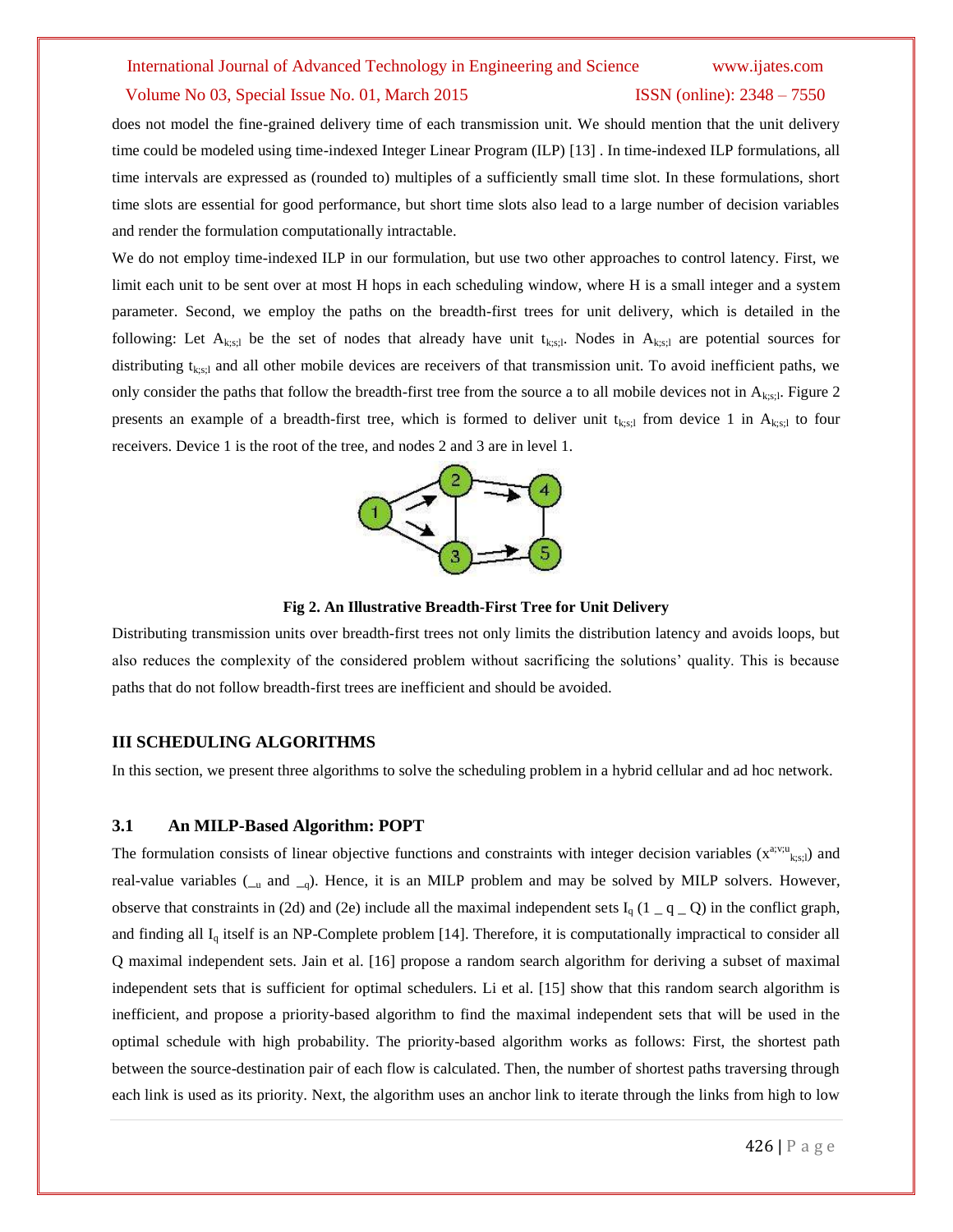does not model the fine-grained delivery time of each transmission unit. We should mention that the unit delivery time could be modeled using time-indexed Integer Linear Program (ILP) [13] . In time-indexed ILP formulations, all time intervals are expressed as (rounded to) multiples of a sufficiently small time slot. In these formulations, short time slots are essential for good performance, but short time slots also lead to a large number of decision variables and render the formulation computationally intractable.

We do not employ time-indexed ILP in our formulation, but use two other approaches to control latency. First, we limit each unit to be sent over at most H hops in each scheduling window, where H is a small integer and a system parameter. Second, we employ the paths on the breadth-first trees for unit delivery, which is detailed in the following: Let $A_{k;s;l}$ be the set of nodes that already have unit $t_{k;s;l}$. Nodes in $A_{k;s;l}$ are potential sources for distributing $t_{k;s;l}$ and all other mobile devices are receivers of that transmission unit. To avoid inefficient paths, we only consider the paths that follow the breadth-first tree from the source a to all mobile devices not in $A_{k;s;l}$. Figure 2 presents an example of a breadth-first tree, which is formed to deliver unit $t_{k;s;l}$ from device 1 in $A_{k;s;l}$ to four receivers. Device 1 is the root of the tree, and nodes 2 and 3 are in level 1.

**Fig 2. An Illustrative Breadth-First Tree for Unit Delivery**

Distributing transmission units over breadth-first trees not only limits the distribution latency and avoids loops, but also reduces the complexity of the considered problem without sacrificing the solutions' quality. This is because paths that do not follow breadth-first trees are inefficient and should be avoided.

## III SCHEDULING ALGORITHMS

In this section, we present three algorithms to solve the scheduling problem in a hybrid cellular and ad hoc network.

### 3.1 An MILP-Based Algorithm: POPT

The formulation consists of linear objective functions and constraints with integer decision variables ($x^{a;v;u}_{k;s;l}$) and real-value variables ($\_{u}$ and $\_{q}$). Hence, it is an MILP problem and may be solved by MILP solvers. However, observe that constraints in (2d) and (2e) include all the maximal independent sets $I_q$ (1 _ q _ Q) in the conflict graph, and finding all $I_q$ itself is an NP-Complete problem [14]. Therefore, it is computationally impractical to consider all Q maximal independent sets. Jain et al. [16] propose a random search algorithm for deriving a subset of maximal independent sets that is sufficient for optimal schedulers. Li et al. [15] show that this random search algorithm is inefficient, and propose a priority-based algorithm to find the maximal independent sets that will be used in the optimal schedule with high probability. The priority-based algorithm works as follows: First, the shortest path between the source-destination pair of each flow is calculated. Then, the number of shortest paths traversing through each link is used as its priority. Next, the algorithm uses an anchor link to iterate through the links from high to low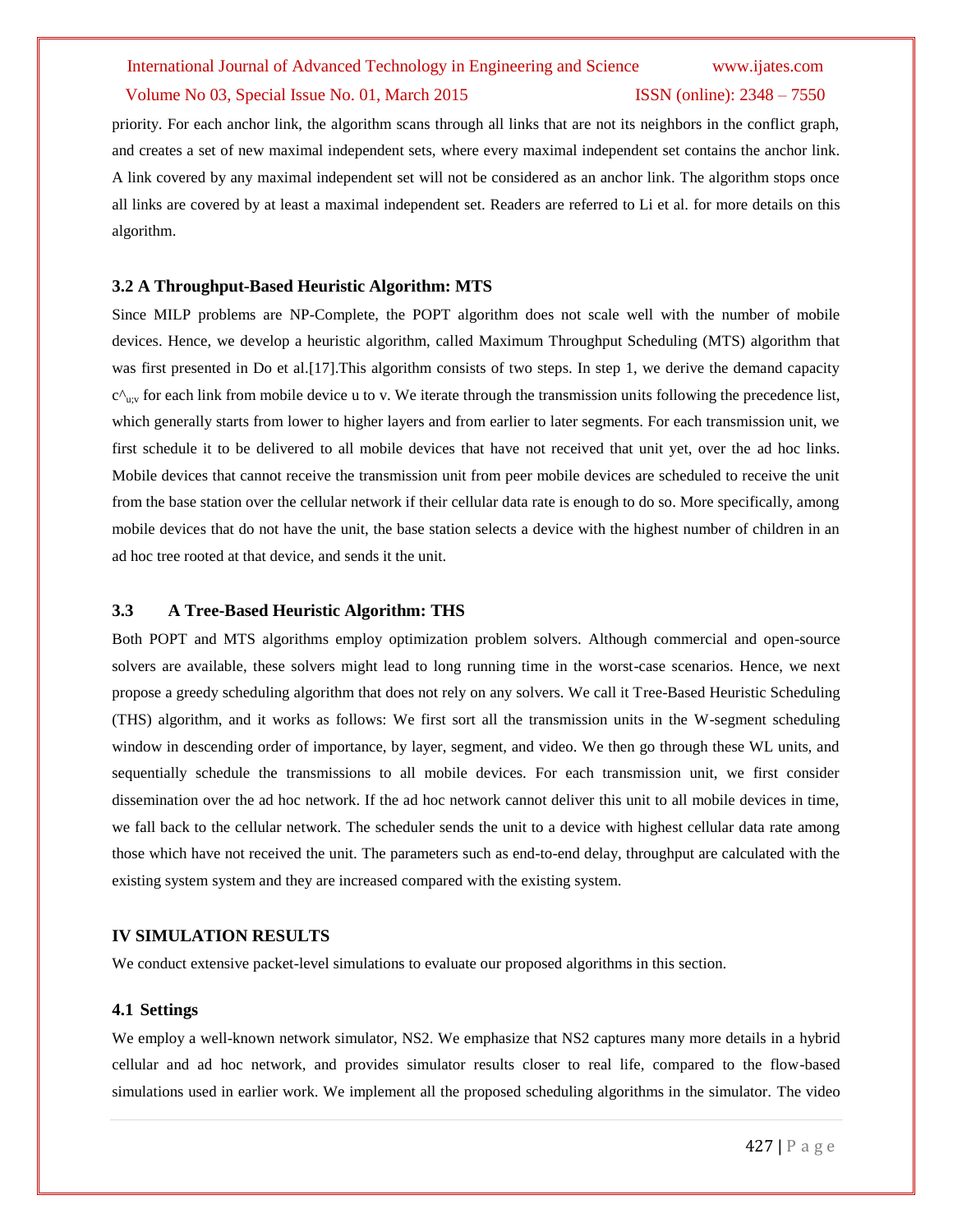priority. For each anchor link, the algorithm scans through all links that are not its neighbors in the conflict graph, and creates a set of new maximal independent sets, where every maximal independent set contains the anchor link. A link covered by any maximal independent set will not be considered as an anchor link. The algorithm stops once all links are covered by at least a maximal independent set. Readers are referred to Li et al. for more details on this algorithm.

### 3.2 A Throughput-Based Heuristic Algorithm: MTS

Since MILP problems are NP-Complete, the POPT algorithm does not scale well with the number of mobile devices. Hence, we develop a heuristic algorithm, called Maximum Throughput Scheduling (MTS) algorithm that was first presented in Do et al.[17].This algorithm consists of two steps. In step 1, we derive the demand capacity $c^{\wedge}_{u;v}$ for each link from mobile device u to v. We iterate through the transmission units following the precedence list, which generally starts from lower to higher layers and from earlier to later segments. For each transmission unit, we first schedule it to be delivered to all mobile devices that have not received that unit yet, over the ad hoc links. Mobile devices that cannot receive the transmission unit from peer mobile devices are scheduled to receive the unit from the base station over the cellular network if their cellular data rate is enough to do so. More specifically, among mobile devices that do not have the unit, the base station selects a device with the highest number of children in an ad hoc tree rooted at that device, and sends it the unit.

### 3.3 A Tree-Based Heuristic Algorithm: THS

Both POPT and MTS algorithms employ optimization problem solvers. Although commercial and open-source solvers are available, these solvers might lead to long running time in the worst-case scenarios. Hence, we next propose a greedy scheduling algorithm that does not rely on any solvers. We call it Tree-Based Heuristic Scheduling (THS) algorithm, and it works as follows: We first sort all the transmission units in the W-segment scheduling window in descending order of importance, by layer, segment, and video. We then go through these WL units, and sequentially schedule the transmissions to all mobile devices. For each transmission unit, we first consider dissemination over the ad hoc network. If the ad hoc network cannot deliver this unit to all mobile devices in time, we fall back to the cellular network. The scheduler sends the unit to a device with highest cellular data rate among those which have not received the unit. The parameters such as end-to-end delay, throughput are calculated with the existing system system and they are increased compared with the existing system.

## IV SIMULATION RESULTS

We conduct extensive packet-level simulations to evaluate our proposed algorithms in this section.

### 4.1 Settings

We employ a well-known network simulator, NS2. We emphasize that NS2 captures many more details in a hybrid cellular and ad hoc network, and provides simulator results closer to real life, compared to the flow-based simulations used in earlier work. We implement all the proposed scheduling algorithms in the simulator. The video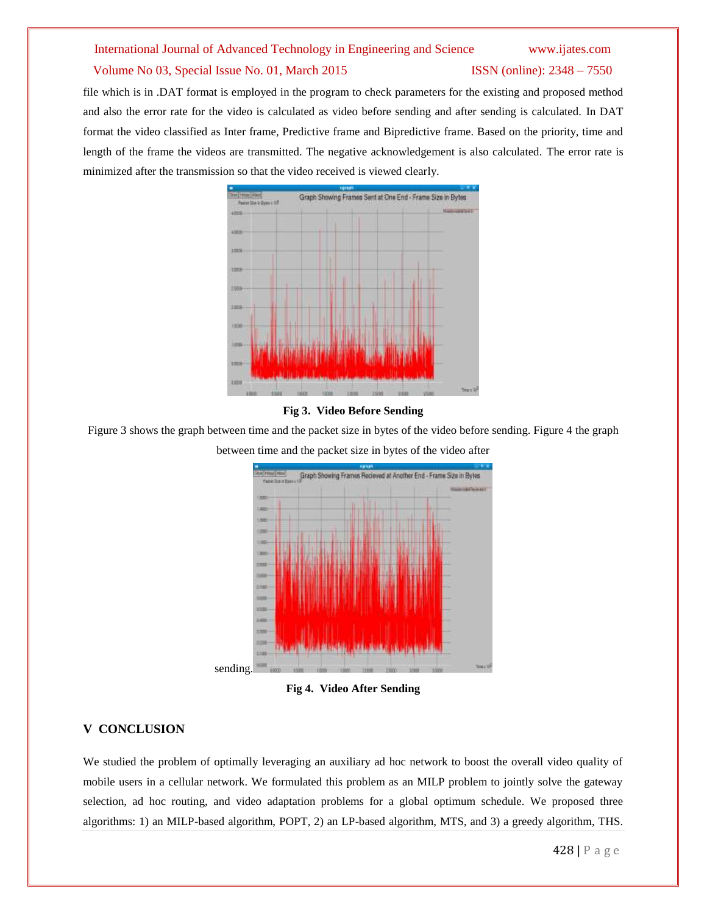file which is in .DAT format is employed in the program to check parameters for the existing and proposed method and also the error rate for the video is calculated as video before sending and after sending is calculated. In DAT format the video classified as Inter frame, Predictive frame and Bipredictive frame. Based on the priority, time and length of the frame the videos are transmitted. The negative acknowledgement is also calculated. The error rate is minimized after the transmission so that the video received is viewed clearly.

**Fig 3. Video Before Sending**

Figure 3 shows the graph between time and the packet size in bytes of the video before sending. Figure 4 the graph between time and the packet size in bytes of the video after sending.

**Fig 4. Video After Sending**

## V CONCLUSION

We studied the problem of optimally leveraging an auxiliary ad hoc network to boost the overall video quality of mobile users in a cellular network. We formulated this problem as an MILP problem to jointly solve the gateway selection, ad hoc routing, and video adaptation problems for a global optimum schedule. We proposed three algorithms: 1) an MILP-based algorithm, POPT, 2) an LP-based algorithm, MTS, and 3) a greedy algorithm, THS.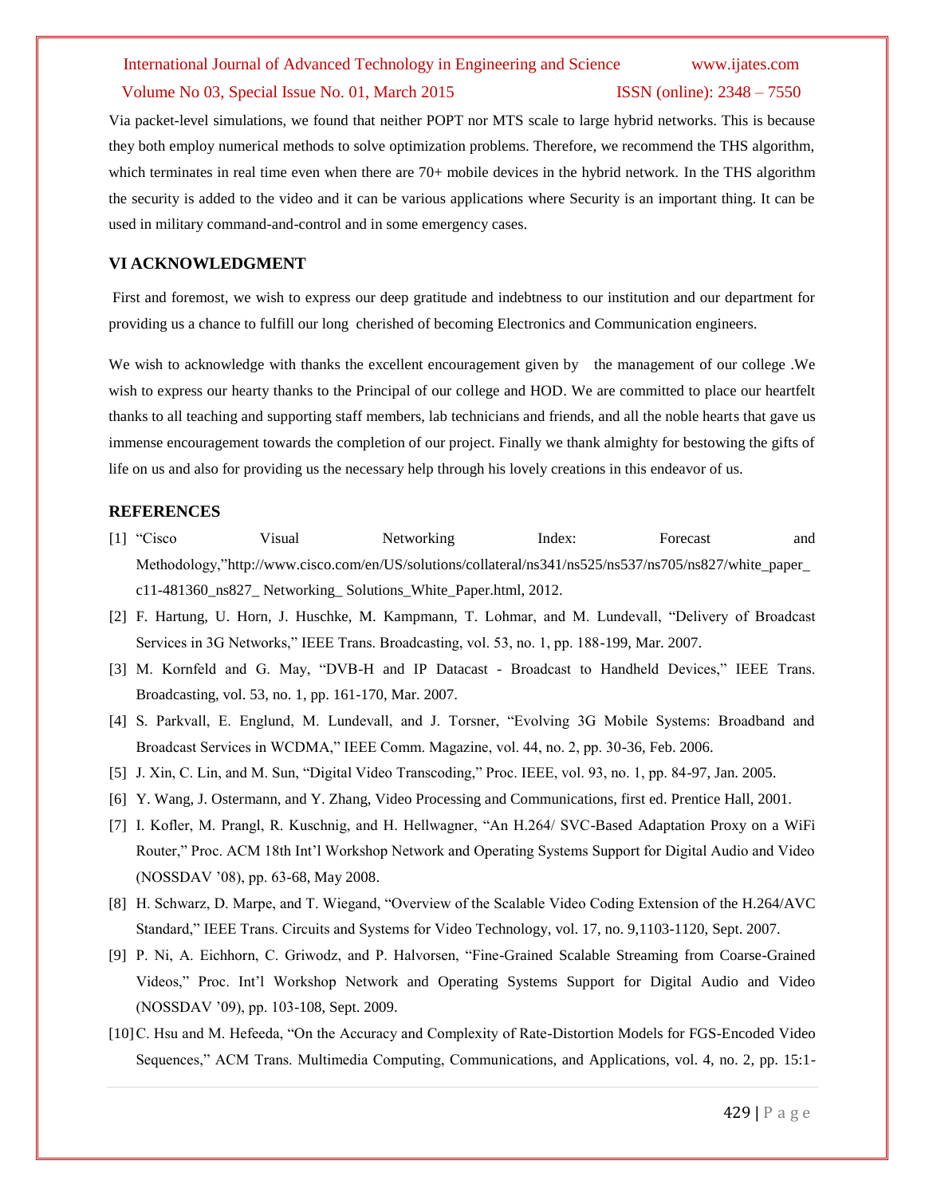Via packet-level simulations, we found that neither POPT nor MTS scale to large hybrid networks. This is because they both employ numerical methods to solve optimization problems. Therefore, we recommend the THS algorithm, which terminates in real time even when there are 70+ mobile devices in the hybrid network. In the THS algorithm the security is added to the video and it can be various applications where Security is an important thing. It can be used in military command-and-control and in some emergency cases.

## VI ACKNOWLEDGMENT

First and foremost, we wish to express our deep gratitude and indebtness to our institution and our department for providing us a chance to fulfill our long cherished of becoming Electronics and Communication engineers.

We wish to acknowledge with thanks the excellent encouragement given by the management of our college .We wish to express our hearty thanks to the Principal of our college and HOD. We are committed to place our heartfelt thanks to all teaching and supporting staff members, lab technicians and friends, and all the noble hearts that gave us immense encouragement towards the completion of our project. Finally we thank almighty for bestowing the gifts of life on us and also for providing us the necessary help through his lovely creations in this endeavor of us.

## REFERENCES

[1] "Cisco Visual Networking Index: Forecast and Methodology,"http://www.cisco.com/en/US/solutions/collateral/ns341/ns525/ns537/ns705/ns827/white_paper_c11-481360_ns827_ Networking_ Solutions_White_Paper.html, 2012.

[2] F. Hartung, U. Horn, J. Huschke, M. Kampmann, T. Lohmar, and M. Lundevall, "Delivery of Broadcast Services in 3G Networks," IEEE Trans. Broadcasting, vol. 53, no. 1, pp. 188-199, Mar. 2007.

[3] M. Kornfeld and G. May, "DVB-H and IP Datacast - Broadcast to Handheld Devices," IEEE Trans. Broadcasting, vol. 53, no. 1, pp. 161-170, Mar. 2007.

[4] S. Parkvall, E. Englund, M. Lundevall, and J. Torsner, "Evolving 3G Mobile Systems: Broadband and Broadcast Services in WCDMA," IEEE Comm. Magazine, vol. 44, no. 2, pp. 30-36, Feb. 2006.

[5] J. Xin, C. Lin, and M. Sun, "Digital Video Transcoding," Proc. IEEE, vol. 93, no. 1, pp. 84-97, Jan. 2005.

[6] Y. Wang, J. Ostermann, and Y. Zhang, Video Processing and Communications, first ed. Prentice Hall, 2001.

[7] I. Kofler, M. Prangl, R. Kuschnig, and H. Hellwagner, "An H.264/ SVC-Based Adaptation Proxy on a WiFi Router," Proc. ACM 18th Int'l Workshop Network and Operating Systems Support for Digital Audio and Video (NOSSDAV '08), pp. 63-68, May 2008.

[8] H. Schwarz, D. Marpe, and T. Wiegand, "Overview of the Scalable Video Coding Extension of the H.264/AVC Standard," IEEE Trans. Circuits and Systems for Video Technology, vol. 17, no. 9,1103-1120, Sept. 2007.

[9] P. Ni, A. Eichhorn, C. Griwodz, and P. Halvorsen, "Fine-Grained Scalable Streaming from Coarse-Grained Videos," Proc. Int'l Workshop Network and Operating Systems Support for Digital Audio and Video (NOSSDAV '09), pp. 103-108, Sept. 2009.

[10] C. Hsu and M. Hefeeda, "On the Accuracy and Complexity of Rate-Distortion Models for FGS-Encoded Video Sequences," ACM Trans. Multimedia Computing, Communications, and Applications, vol. 4, no. 2, pp. 15:1-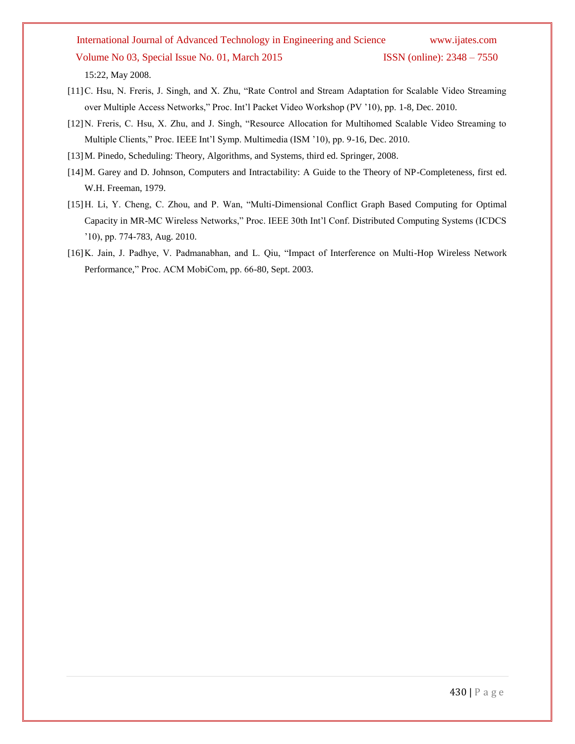15:22, May 2008.

[11] C. Hsu, N. Freris, J. Singh, and X. Zhu, "Rate Control and Stream Adaptation for Scalable Video Streaming over Multiple Access Networks," Proc. Int'l Packet Video Workshop (PV '10), pp. 1-8, Dec. 2010.

[12] N. Freris, C. Hsu, X. Zhu, and J. Singh, "Resource Allocation for Multihomed Scalable Video Streaming to Multiple Clients," Proc. IEEE Int'l Symp. Multimedia (ISM '10), pp. 9-16, Dec. 2010.

[13] M. Pinedo, Scheduling: Theory, Algorithms, and Systems, third ed. Springer, 2008.

[14] M. Garey and D. Johnson, Computers and Intractability: A Guide to the Theory of NP-Completeness, first ed. W.H. Freeman, 1979.

[15] H. Li, Y. Cheng, C. Zhou, and P. Wan, "Multi-Dimensional Conflict Graph Based Computing for Optimal Capacity in MR-MC Wireless Networks," Proc. IEEE 30th Int'l Conf. Distributed Computing Systems (ICDCS '10), pp. 774-783, Aug. 2010.

[16] K. Jain, J. Padhye, V. Padmanabhan, and L. Qiu, "Impact of Interference on Multi-Hop Wireless Network Performance," Proc. ACM MobiCom, pp. 66-80, Sept. 2003.